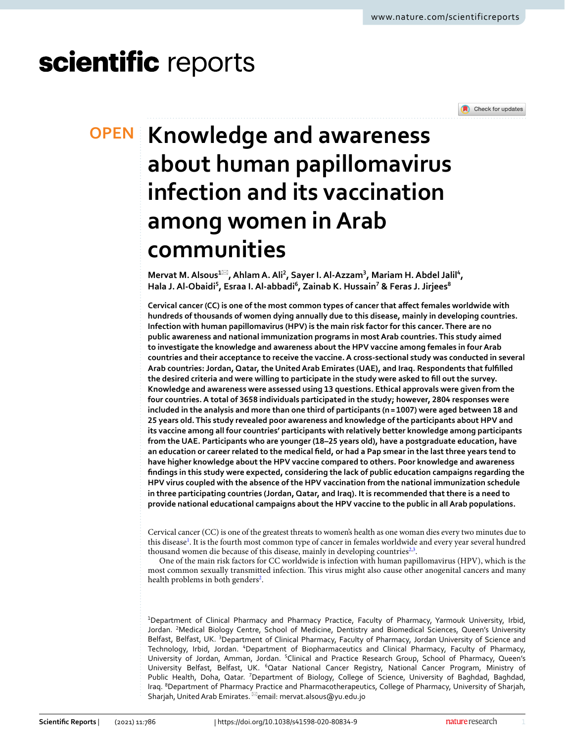OPEN

# Knowledge and awareness about human papillomavirus infection and its vaccination among women in Arab communities

**Mervat M. Alsous[1]✉, Ahlam A. Ali[2], Sayer I. Al-Azzam[3], Mariam H. Abdel Jalil[4], Hala J. Al-Obaidi[5], Esraa I. Al-abbadi[6], Zainab K. Hussain[7] & Feras J. Jirjees[8]**

**Cervical cancer (CC) is one of the most common types of cancer that affect females worldwide with hundreds of thousands of women dying annually due to this disease, mainly in developing countries. Infection with human papillomavirus (HPV) is the main risk factor for this cancer. There are no public awareness and national immunization programs in most Arab countries. This study aimed to investigate the knowledge and awareness about the HPV vaccine among females in four Arab countries and their acceptance to receive the vaccine. A cross-sectional study was conducted in several Arab countries: Jordan, Qatar, the United Arab Emirates (UAE), and Iraq. Respondents that fulfilled the desired criteria and were willing to participate in the study were asked to fill out the survey. Knowledge and awareness were assessed using 13 questions. Ethical approvals were given from the four countries. A total of 3658 individuals participated in the study; however, 2804 responses were included in the analysis and more than one third of participants (n = 1007) were aged between 18 and 25 years old. This study revealed poor awareness and knowledge of the participants about HPV and its vaccine among all four countries' participants with relatively better knowledge among participants from the UAE. Participants who are younger (18–25 years old), have a postgraduate education, have an education or career related to the medical field, or had a Pap smear in the last three years tend to have higher knowledge about the HPV vaccine compared to others. Poor knowledge and awareness findings in this study were expected, considering the lack of public education campaigns regarding the HPV virus coupled with the absence of the HPV vaccination from the national immunization schedule in three participating countries (Jordan, Qatar, and Iraq). It is recommended that there is a need to provide national educational campaigns about the HPV vaccine to the public in all Arab populations.**

Cervical cancer (CC) is one of the greatest threats to women's health as one woman dies every two minutes due to this disease[1]. It is the fourth most common type of cancer in females worldwide and every year several hundred thousand women die because of this disease, mainly in developing countries[2,3].

One of the main risk factors for CC worldwide is infection with human papillomavirus (HPV), which is the most common sexually transmitted infection. This virus might also cause other anogenital cancers and many health problems in both genders[2].

[1]Department of Clinical Pharmacy and Pharmacy Practice, Faculty of Pharmacy, Yarmouk University, Irbid, Jordan. [2]Medical Biology Centre, School of Medicine, Dentistry and Biomedical Sciences, Queen's University Belfast, Belfast, UK. [3]Department of Clinical Pharmacy, Faculty of Pharmacy, Jordan University of Science and Technology, Irbid, Jordan. [4]Department of Biopharmaceutics and Clinical Pharmacy, Faculty of Pharmacy, University of Jordan, Amman, Jordan. [5]Clinical and Practice Research Group, School of Pharmacy, Queen's University Belfast, Belfast, UK. [6]Qatar National Cancer Registry, National Cancer Program, Ministry of Public Health, Doha, Qatar. [7]Department of Biology, College of Science, University of Baghdad, Baghdad, Iraq. [8]Department of Pharmacy Practice and Pharmacotherapeutics, College of Pharmacy, University of Sharjah, Sharjah, United Arab Emirates. ✉email: mervat.alsous@yu.edu.jo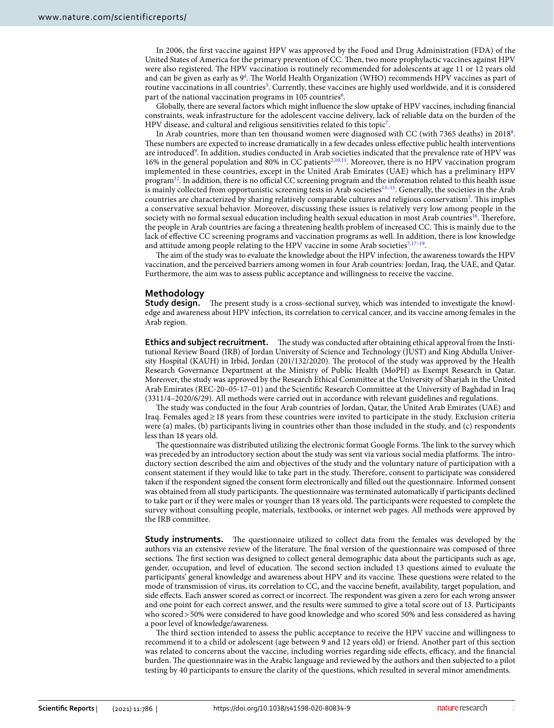In 2006, the first vaccine against HPV was approved by the Food and Drug Administration (FDA) of the United States of America for the primary prevention of CC. Then, two more prophylactic vaccines against HPV were also registered. The HPV vaccination is routinely recommended for adolescents at age 11 or 12 years old and can be given as early as 9[4]. The World Health Organization (WHO) recommends HPV vaccines as part of routine vaccinations in all countries[5]. Currently, these vaccines are highly used worldwide, and it is considered part of the national vaccination programs in 105 countries[6].

Globally, there are several factors which might influence the slow uptake of HPV vaccines, including financial constraints, weak infrastructure for the adolescent vaccine delivery, lack of reliable data on the burden of the HPV disease, and cultural and religious sensitivities related to this topic[7].

In Arab countries, more than ten thousand women were diagnosed with CC (with 7365 deaths) in 2018[8]. These numbers are expected to increase dramatically in a few decades unless effective public health interventions are introduced[9]. In addition, studies conducted in Arab societies indicated that the prevalence rate of HPV was 16% in the general population and 80% in CC patients[2,10,11]. Moreover, there is no HPV vaccination program implemented in these countries, except in the United Arab Emirates (UAE) which has a preliminary HPV program[12]. In addition, there is no official CC screening program and the information related to this health issue is mainly collected from opportunistic screening tests in Arab societies[13–15]. Generally, the societies in the Arab countries are characterized by sharing relatively comparable cultures and religious conservatism[7]. This implies a conservative sexual behavior. Moreover, discussing these issues is relatively very low among people in the society with no formal sexual education including health sexual education in most Arab countries[16]. Therefore, the people in Arab countries are facing a threatening health problem of increased CC. This is mainly due to the lack of effective CC screening programs and vaccination programs as well. In addition, there is low knowledge and attitude among people relating to the HPV vaccine in some Arab societies[7,17–19].

The aim of the study was to evaluate the knowledge about the HPV infection, the awareness towards the HPV vaccination, and the perceived barriers among women in four Arab countries: Jordan, Iraq, the UAE, and Qatar. Furthermore, the aim was to assess public acceptance and willingness to receive the vaccine.

## Methodology

**Study design.** The present study is a cross-sectional survey, which was intended to investigate the knowledge and awareness about HPV infection, its correlation to cervical cancer, and its vaccine among females in the Arab region.

**Ethics and subject recruitment.** The study was conducted after obtaining ethical approval from the Institutional Review Board (IRB) of Jordan University of Science and Technology (JUST) and King Abdulla University Hospital (KAUH) in Irbid, Jordan (201/132/2020). The protocol of the study was approved by the Health Research Governance Department at the Ministry of Public Health (MoPH) as Exempt Research in Qatar. Moreover, the study was approved by the Research Ethical Committee at the University of Sharjah in the United Arab Emirates (REC-20–05-17–01) and the Scientific Research Committee at the University of Baghdad in Iraq (3311/4–2020/6/29). All methods were carried out in accordance with relevant guidelines and regulations.

The study was conducted in the four Arab countries of Jordan, Qatar, the United Arab Emirates (UAE) and Iraq. Females aged ≥ 18 years from these countries were invited to participate in the study. Exclusion criteria were (a) males, (b) participants living in countries other than those included in the study, and (c) respondents less than 18 years old.

The questionnaire was distributed utilizing the electronic format Google Forms. The link to the survey which was preceded by an introductory section about the study was sent via various social media platforms. The introductory section described the aim and objectives of the study and the voluntary nature of participation with a consent statement if they would like to take part in the study. Therefore, consent to participate was considered taken if the respondent signed the consent form electronically and filled out the questionnaire. Informed consent was obtained from all study participants. The questionnaire was terminated automatically if participants declined to take part or if they were males or younger than 18 years old. The participants were requested to complete the survey without consulting people, materials, textbooks, or internet web pages. All methods were approved by the IRB committee.

**Study instruments.** The questionnaire utilized to collect data from the females was developed by the authors via an extensive review of the literature. The final version of the questionnaire was composed of three sections. The first section was designed to collect general demographic data about the participants such as age, gender, occupation, and level of education. The second section included 13 questions aimed to evaluate the participants' general knowledge and awareness about HPV and its vaccine. These questions were related to the mode of transmission of virus, its correlation to CC, and the vaccine benefit, availability, target population, and side effects. Each answer scored as correct or incorrect. The respondent was given a zero for each wrong answer and one point for each correct answer, and the results were summed to give a total score out of 13. Participants who scored > 50% were considered to have good knowledge and who scored 50% and less considered as having a poor level of knowledge/awareness.

The third section intended to assess the public acceptance to receive the HPV vaccine and willingness to recommend it to a child or adolescent (age between 9 and 12 years old) or friend. Another part of this section was related to concerns about the vaccine, including worries regarding side effects, efficacy, and the financial burden. The questionnaire was in the Arabic language and reviewed by the authors and then subjected to a pilot testing by 40 participants to ensure the clarity of the questions, which resulted in several minor amendments.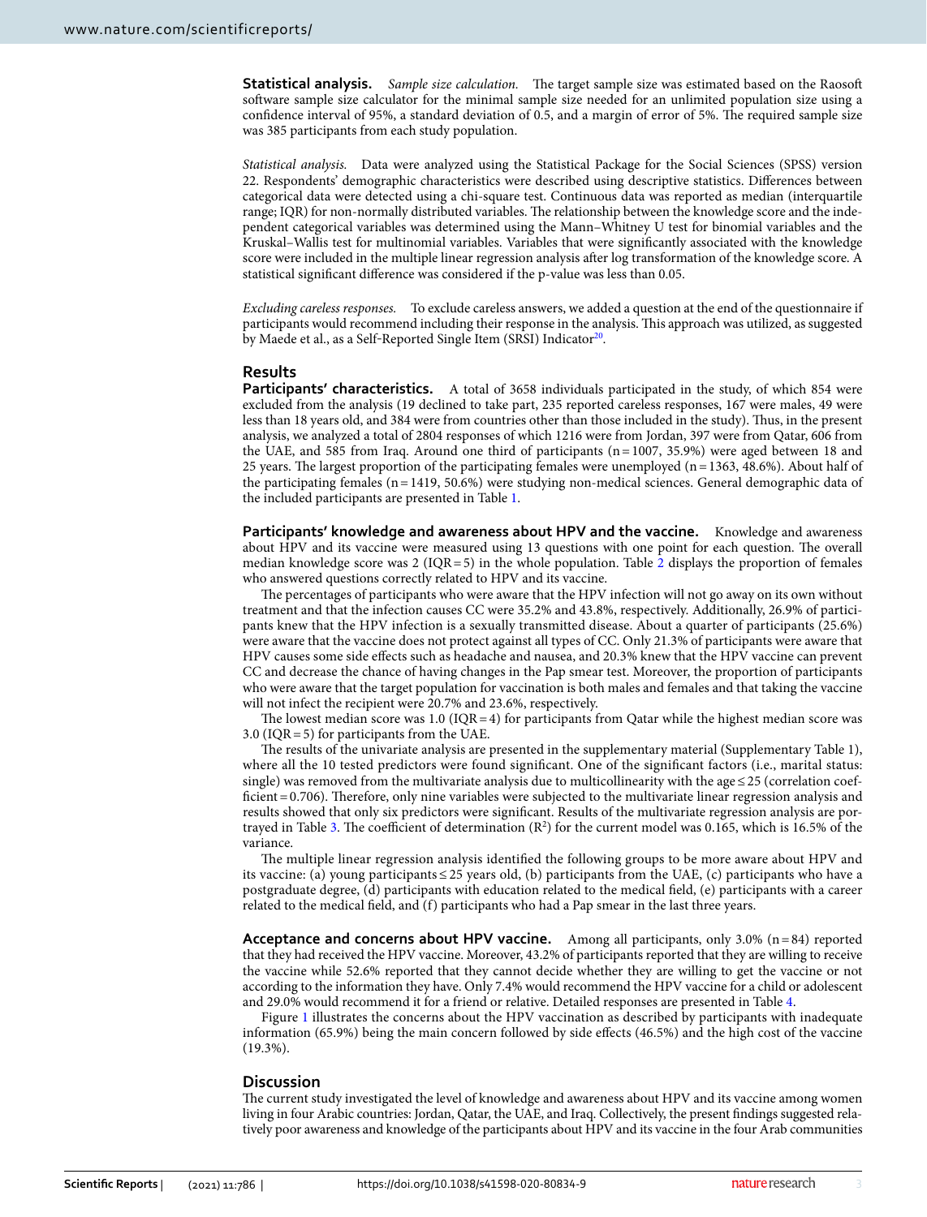**Statistical analysis.** *Sample size calculation.* The target sample size was estimated based on the Raosoft software sample size calculator for the minimal sample size needed for an unlimited population size using a confidence interval of 95%, a standard deviation of 0.5, and a margin of error of 5%. The required sample size was 385 participants from each study population.

*Statistical analysis.* Data were analyzed using the Statistical Package for the Social Sciences (SPSS) version 22. Respondents' demographic characteristics were described using descriptive statistics. Differences between categorical data were detected using a chi-square test. Continuous data was reported as median (interquartile range; IQR) for non-normally distributed variables. The relationship between the knowledge score and the independent categorical variables was determined using the Mann–Whitney U test for binomial variables and the Kruskal–Wallis test for multinomial variables. Variables that were significantly associated with the knowledge score were included in the multiple linear regression analysis after log transformation of the knowledge score. A statistical significant difference was considered if the p-value was less than 0.05.

*Excluding careless responses.* To exclude careless answers, we added a question at the end of the questionnaire if participants would recommend including their response in the analysis. This approach was utilized, as suggested by Maede et al., as a Self-Reported Single Item (SRSI) Indicator[20].

## Results

**Participants' characteristics.** A total of 3658 individuals participated in the study, of which 854 were excluded from the analysis (19 declined to take part, 235 reported careless responses, 167 were males, 49 were less than 18 years old, and 384 were from countries other than those included in the study). Thus, in the present analysis, we analyzed a total of 2804 responses of which 1216 were from Jordan, 397 were from Qatar, 606 from the UAE, and 585 from Iraq. Around one third of participants (n = 1007, 35.9%) were aged between 18 and 25 years. The largest proportion of the participating females were unemployed (n = 1363, 48.6%). About half of the participating females (n = 1419, 50.6%) were studying non-medical sciences. General demographic data of the included participants are presented in Table 1.

**Participants' knowledge and awareness about HPV and the vaccine.** Knowledge and awareness about HPV and its vaccine were measured using 13 questions with one point for each question. The overall median knowledge score was 2 (IQR = 5) in the whole population. Table 2 displays the proportion of females who answered questions correctly related to HPV and its vaccine.

The percentages of participants who were aware that the HPV infection will not go away on its own without treatment and that the infection causes CC were 35.2% and 43.8%, respectively. Additionally, 26.9% of participants knew that the HPV infection is a sexually transmitted disease. About a quarter of participants (25.6%) were aware that the vaccine does not protect against all types of CC. Only 21.3% of participants were aware that HPV causes some side effects such as headache and nausea, and 20.3% knew that the HPV vaccine can prevent CC and decrease the chance of having changes in the Pap smear test. Moreover, the proportion of participants who were aware that the target population for vaccination is both males and females and that taking the vaccine will not infect the recipient were 20.7% and 23.6%, respectively.

The lowest median score was 1.0 (IQR = 4) for participants from Qatar while the highest median score was 3.0 (IQR = 5) for participants from the UAE.

The results of the univariate analysis are presented in the supplementary material (Supplementary Table 1), where all the 10 tested predictors were found significant. One of the significant factors (i.e., marital status: single) was removed from the multivariate analysis due to multicollinearity with the age ≤ 25 (correlation coefficient = 0.706). Therefore, only nine variables were subjected to the multivariate linear regression analysis and results showed that only six predictors were significant. Results of the multivariate regression analysis are portrayed in Table 3. The coefficient of determination ($R^2$) for the current model was 0.165, which is 16.5% of the variance.

The multiple linear regression analysis identified the following groups to be more aware about HPV and its vaccine: (a) young participants ≤ 25 years old, (b) participants from the UAE, (c) participants who have a postgraduate degree, (d) participants with education related to the medical field, (e) participants with a career related to the medical field, and (f) participants who had a Pap smear in the last three years.

**Acceptance and concerns about HPV vaccine.** Among all participants, only 3.0% (n = 84) reported that they had received the HPV vaccine. Moreover, 43.2% of participants reported that they are willing to receive the vaccine while 52.6% reported that they cannot decide whether they are willing to get the vaccine or not according to the information they have. Only 7.4% would recommend the HPV vaccine for a child or adolescent and 29.0% would recommend it for a friend or relative. Detailed responses are presented in Table 4.

Figure 1 illustrates the concerns about the HPV vaccination as described by participants with inadequate information (65.9%) being the main concern followed by side effects (46.5%) and the high cost of the vaccine (19.3%).

## Discussion

The current study investigated the level of knowledge and awareness about HPV and its vaccine among women living in four Arabic countries: Jordan, Qatar, the UAE, and Iraq. Collectively, the present findings suggested relatively poor awareness and knowledge of the participants about HPV and its vaccine in the four Arab communities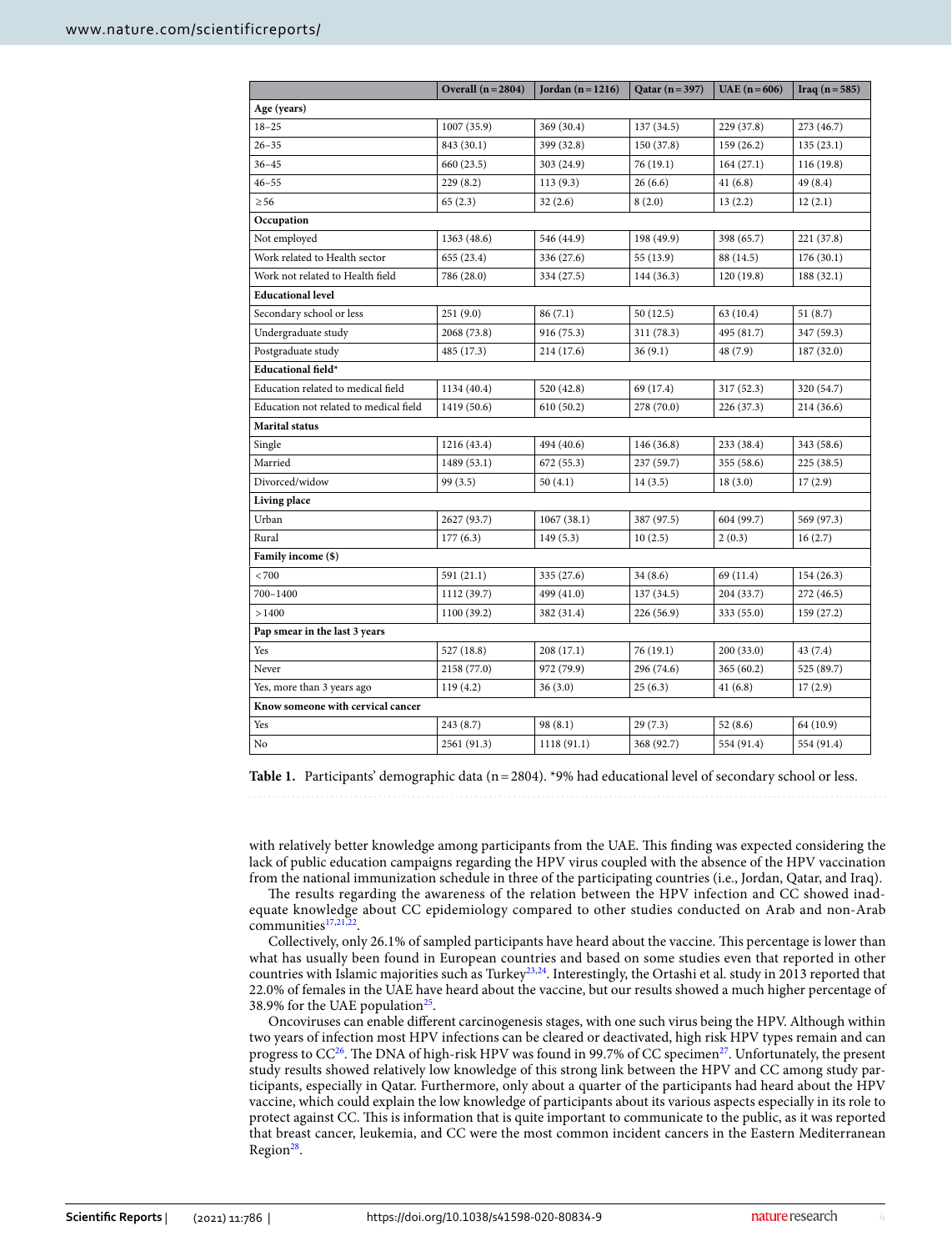| | Overall (n = 2804) | Jordan (n = 1216) | Qatar (n = 397) | UAE (n = 606) | Iraq (n = 585) |
|---|---|---|---|---|---|
| **Age (years)** | | | | | |
| 18–25 | 1007 (35.9) | 369 (30.4) | 137 (34.5) | 229 (37.8) | 273 (46.7) |
| 26–35 | 843 (30.1) | 399 (32.8) | 150 (37.8) | 159 (26.2) | 135 (23.1) |
| 36–45 | 660 (23.5) | 303 (24.9) | 76 (19.1) | 164 (27.1) | 116 (19.8) |
| 46–55 | 229 (8.2) | 113 (9.3) | 26 (6.6) | 41 (6.8) | 49 (8.4) |
| ≥ 56 | 65 (2.3) | 32 (2.6) | 8 (2.0) | 13 (2.2) | 12 (2.1) |
| **Occupation** | | | | | |
| Not employed | 1363 (48.6) | 546 (44.9) | 198 (49.9) | 398 (65.7) | 221 (37.8) |
| Work related to Health sector | 655 (23.4) | 336 (27.6) | 55 (13.9) | 88 (14.5) | 176 (30.1) |
| Work not related to Health field | 786 (28.0) | 334 (27.5) | 144 (36.3) | 120 (19.8) | 188 (32.1) |
| **Educational level** | | | | | |
| Secondary school or less | 251 (9.0) | 86 (7.1) | 50 (12.5) | 63 (10.4) | 51 (8.7) |
| Undergraduate study | 2068 (73.8) | 916 (75.3) | 311 (78.3) | 495 (81.7) | 347 (59.3) |
| Postgraduate study | 485 (17.3) | 214 (17.6) | 36 (9.1) | 48 (7.9) | 187 (32.0) |
| **Educational field*** | | | | | |
| Education related to medical field | 1134 (40.4) | 520 (42.8) | 69 (17.4) | 317 (52.3) | 320 (54.7) |
| Education not related to medical field | 1419 (50.6) | 610 (50.2) | 278 (70.0) | 226 (37.3) | 214 (36.6) |
| **Marital status** | | | | | |
| Single | 1216 (43.4) | 494 (40.6) | 146 (36.8) | 233 (38.4) | 343 (58.6) |
| Married | 1489 (53.1) | 672 (55.3) | 237 (59.7) | 355 (58.6) | 225 (38.5) |
| Divorced/widow | 99 (3.5) | 50 (4.1) | 14 (3.5) | 18 (3.0) | 17 (2.9) |
| **Living place** | | | | | |
| Urban | 2627 (93.7) | 1067 (38.1) | 387 (97.5) | 604 (99.7) | 569 (97.3) |
| Rural | 177 (6.3) | 149 (5.3) | 10 (2.5) | 2 (0.3) | 16 (2.7) |
| **Family income ($)** | | | | | |
| < 700 | 591 (21.1) | 335 (27.6) | 34 (8.6) | 69 (11.4) | 154 (26.3) |
| 700–1400 | 1112 (39.7) | 499 (41.0) | 137 (34.5) | 204 (33.7) | 272 (46.5) |
| > 1400 | 1100 (39.2) | 382 (31.4) | 226 (56.9) | 333 (55.0) | 159 (27.2) |
| **Pap smear in the last 3 years** | | | | | |
| Yes | 527 (18.8) | 208 (17.1) | 76 (19.1) | 200 (33.0) | 43 (7.4) |
| Never | 2158 (77.0) | 972 (79.9) | 296 (74.6) | 365 (60.2) | 525 (89.7) |
| Yes, more than 3 years ago | 119 (4.2) | 36 (3.0) | 25 (6.3) | 41 (6.8) | 17 (2.9) |
| **Know someone with cervical cancer** | | | | | |
| Yes | 243 (8.7) | 98 (8.1) | 29 (7.3) | 52 (8.6) | 64 (10.9) |
| No | 2561 (91.3) | 1118 (91.1) | 368 (92.7) | 554 (91.4) | 554 (91.4) |

**Table 1.** Participants' demographic data (n = 2804). *9% had educational level of secondary school or less.

with relatively better knowledge among participants from the UAE. This finding was expected considering the lack of public education campaigns regarding the HPV virus coupled with the absence of the HPV vaccination from the national immunization schedule in three of the participating countries (i.e., Jordan, Qatar, and Iraq).

The results regarding the awareness of the relation between the HPV infection and CC showed inadequate knowledge about CC epidemiology compared to other studies conducted on Arab and non-Arab communities[17,21,22].

Collectively, only 26.1% of sampled participants have heard about the vaccine. This percentage is lower than what has usually been found in European countries and based on some studies even that reported in other countries with Islamic majorities such as Turkey[23,24]. Interestingly, the Ortashi et al. study in 2013 reported that 22.0% of females in the UAE have heard about the vaccine, but our results showed a much higher percentage of 38.9% for the UAE population[25].

Oncoviruses can enable different carcinogenesis stages, with one such virus being the HPV. Although within two years of infection most HPV infections can be cleared or deactivated, high risk HPV types remain and can progress to CC[26]. The DNA of high-risk HPV was found in 99.7% of CC specimen[27]. Unfortunately, the present study results showed relatively low knowledge of this strong link between the HPV and CC among study participants, especially in Qatar. Furthermore, only about a quarter of the participants had heard about the HPV vaccine, which could explain the low knowledge of participants about its various aspects especially in its role to protect against CC. This is information that is quite important to communicate to the public, as it was reported that breast cancer, leukemia, and CC were the most common incident cancers in the Eastern Mediterranean Region[28].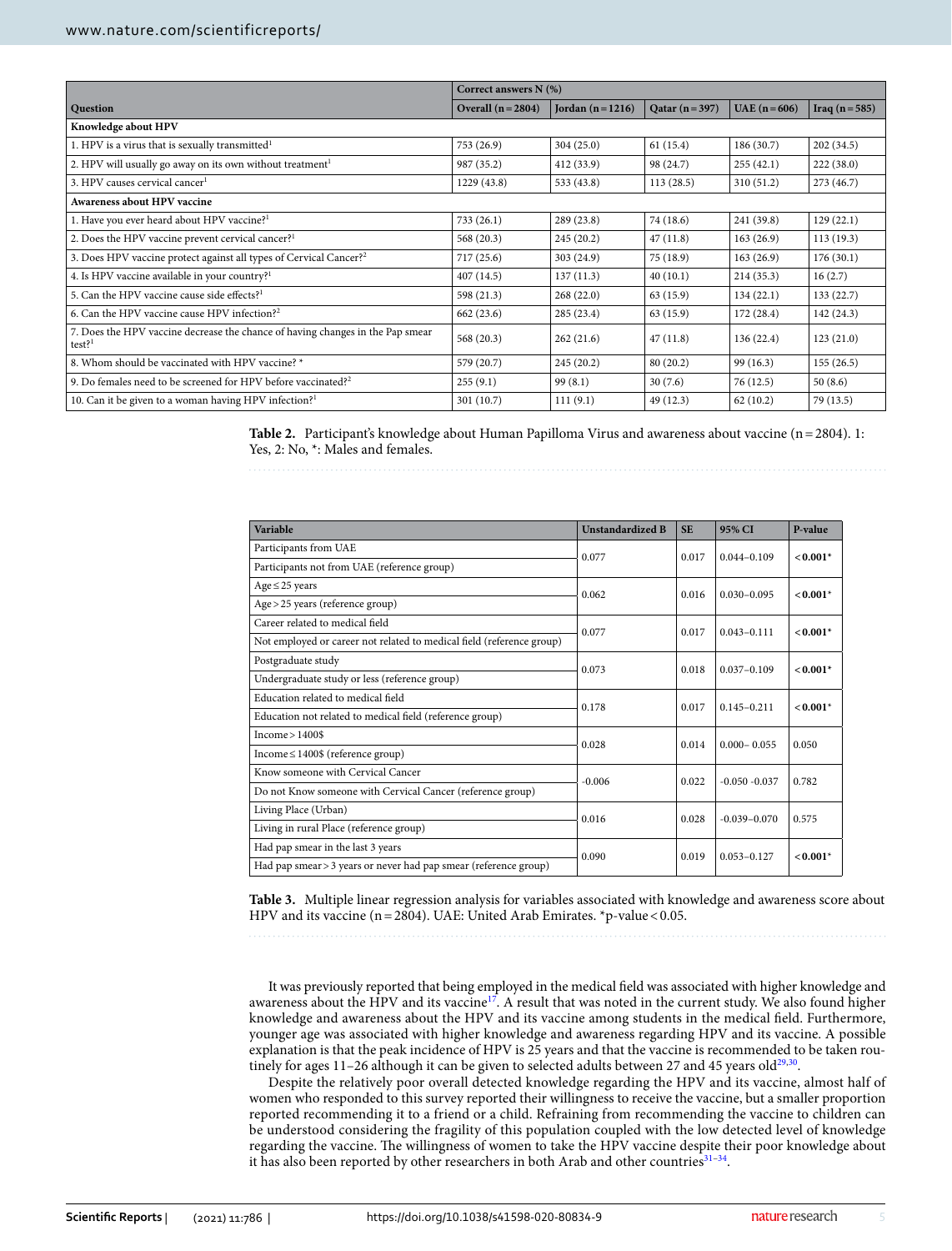| Question | Correct answers N (%) | | | | |
|---|---|---|---|---|---|
| | Overall (n = 2804) | Jordan (n = 1216) | Qatar (n = 397) | UAE (n = 606) | Iraq (n = 585) |
| **Knowledge about HPV** | | | | | |
| 1. HPV is a virus that is sexually transmitted[1] | 753 (26.9) | 304 (25.0) | 61 (15.4) | 186 (30.7) | 202 (34.5) |
| 2. HPV will usually go away on its own without treatment[1] | 987 (35.2) | 412 (33.9) | 98 (24.7) | 255 (42.1) | 222 (38.0) |
| 3. HPV causes cervical cancer[1] | 1229 (43.8) | 533 (43.8) | 113 (28.5) | 310 (51.2) | 273 (46.7) |
| **Awareness about HPV vaccine** | | | | | |
| 1. Have you ever heard about HPV vaccine?[1] | 733 (26.1) | 289 (23.8) | 74 (18.6) | 241 (39.8) | 129 (22.1) |
| 2. Does the HPV vaccine prevent cervical cancer?[1] | 568 (20.3) | 245 (20.2) | 47 (11.8) | 163 (26.9) | 113 (19.3) |
| 3. Does HPV vaccine protect against all types of Cervical Cancer?[2] | 717 (25.6) | 303 (24.9) | 75 (18.9) | 163 (26.9) | 176 (30.1) |
| 4. Is HPV vaccine available in your country?[1] | 407 (14.5) | 137 (11.3) | 40 (10.1) | 214 (35.3) | 16 (2.7) |
| 5. Can the HPV vaccine cause side effects?[1] | 598 (21.3) | 268 (22.0) | 63 (15.9) | 134 (22.1) | 133 (22.7) |
| 6. Can the HPV vaccine cause HPV infection?[2] | 662 (23.6) | 285 (23.4) | 63 (15.9) | 172 (28.4) | 142 (24.3) |
| 7. Does the HPV vaccine decrease the chance of having changes in the Pap smear test?[1] | 568 (20.3) | 262 (21.6) | 47 (11.8) | 136 (22.4) | 123 (21.0) |
| 8. Whom should be vaccinated with HPV vaccine? * | 579 (20.7) | 245 (20.2) | 80 (20.2) | 99 (16.3) | 155 (26.5) |
| 9. Do females need to be screened for HPV before vaccinated?[2] | 255 (9.1) | 99 (8.1) | 30 (7.6) | 76 (12.5) | 50 (8.6) |
| 10. Can it be given to a woman having HPV infection?[1] | 301 (10.7) | 111 (9.1) | 49 (12.3) | 62 (10.2) | 79 (13.5) |

**Table 2.** Participant's knowledge about Human Papilloma Virus and awareness about vaccine (n = 2804). 1: Yes, 2: No, *: Males and females.

| Variable | Unstandardized B | SE | 95% CI | P-value |
|---|---|---|---|---|
| Participants from UAE | 0.077 | 0.017 | 0.044–0.109 | **< 0.001*** |
| Participants not from UAE (reference group) | | | | |
| Age ≤ 25 years | 0.062 | 0.016 | 0.030–0.095 | **< 0.001*** |
| Age > 25 years (reference group) | | | | |
| Career related to medical field | 0.077 | 0.017 | 0.043–0.111 | **< 0.001*** |
| Not employed or career not related to medical field (reference group) | | | | |
| Postgraduate study | 0.073 | 0.018 | 0.037–0.109 | **< 0.001*** |
| Undergraduate study or less (reference group) | | | | |
| Education related to medical field | 0.178 | 0.017 | 0.145–0.211 | **< 0.001*** |
| Education not related to medical field (reference group) | | | | |
| Income > 1400$ | 0.028 | 0.014 | 0.000– 0.055 | 0.050 |
| Income ≤ 1400$ (reference group) | | | | |
| Know someone with Cervical Cancer | -0.006 | 0.022 | -0.050 -0.037 | 0.782 |
| Do not Know someone with Cervical Cancer (reference group) | | | | |
| Living Place (Urban) | 0.016 | 0.028 | -0.039–0.070 | 0.575 |
| Living in rural Place (reference group) | | | | |
| Had pap smear in the last 3 years | 0.090 | 0.019 | 0.053–0.127 | **< 0.001*** |
| Had pap smear > 3 years or never had pap smear (reference group) | | | | |

**Table 3.** Multiple linear regression analysis for variables associated with knowledge and awareness score about HPV and its vaccine (n = 2804). UAE: United Arab Emirates. *p-value < 0.05.

It was previously reported that being employed in the medical field was associated with higher knowledge and awareness about the HPV and its vaccine[17]. A result that was noted in the current study. We also found higher knowledge and awareness about the HPV and its vaccine among students in the medical field. Furthermore, younger age was associated with higher knowledge and awareness regarding HPV and its vaccine. A possible explanation is that the peak incidence of HPV is 25 years and that the vaccine is recommended to be taken routinely for ages 11–26 although it can be given to selected adults between 27 and 45 years old[29,30].

Despite the relatively poor overall detected knowledge regarding the HPV and its vaccine, almost half of women who responded to this survey reported their willingness to receive the vaccine, but a smaller proportion reported recommending it to a friend or a child. Refraining from recommending the vaccine to children can be understood considering the fragility of this population coupled with the low detected level of knowledge regarding the vaccine. The willingness of women to take the HPV vaccine despite their poor knowledge about it has also been reported by other researchers in both Arab and other countries[31–34].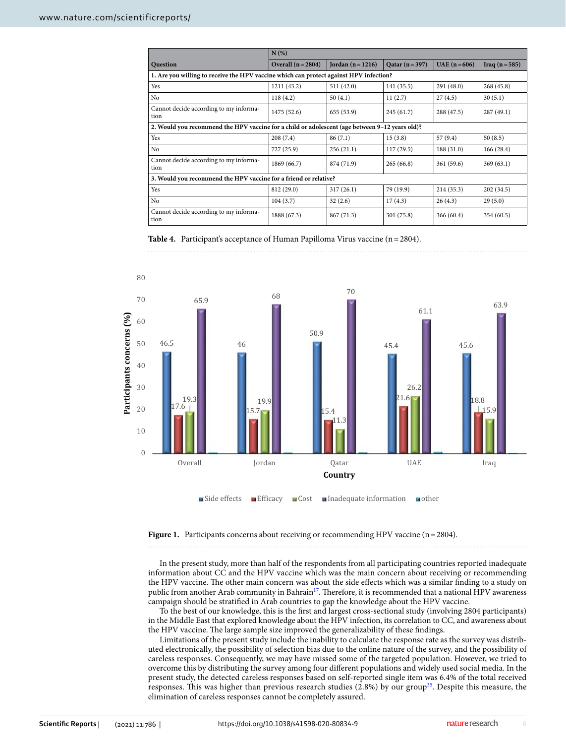| Question | N (%) | | | | |
|---|---|---|---|---|---|
| | Overall (n = 2804) | Jordan (n = 1216) | Qatar (n = 397) | UAE (n = 606) | Iraq (n = 585) |
| **1. Are you willing to receive the HPV vaccine which can protect against HPV infection?** | | | | | |
| Yes | 1211 (43.2) | 511 (42.0) | 141 (35.5) | 291 (48.0) | 268 (45.8) |
| No | 118 (4.2) | 50 (4.1) | 11 (2.7) | 27 (4.5) | 30 (5.1) |
| Cannot decide according to my information | 1475 (52.6) | 655 (53.9) | 245 (61.7) | 288 (47.5) | 287 (49.1) |
| **2. Would you recommend the HPV vaccine for a child or adolescent (age between 9–12 years old)?** | | | | | |
| Yes | 208 (7.4) | 86 (7.1) | 15 (3.8) | 57 (9.4) | 50 (8.5) |
| No | 727 (25.9) | 256 (21.1) | 117 (29.5) | 188 (31.0) | 166 (28.4) |
| Cannot decide according to my information | 1869 (66.7) | 874 (71.9) | 265 (66.8) | 361 (59.6) | 369 (63.1) |
| **3. Would you recommend the HPV vaccine for a friend or relative?** | | | | | |
| Yes | 812 (29.0) | 317 (26.1) | 79 (19.9) | 214 (35.3) | 202 (34.5) |
| No | 104 (3.7) | 32 (2.6) | 17 (4.3) | 26 (4.3) | 29 (5.0) |
| Cannot decide according to my information | 1888 (67.3) | 867 (71.3) | 301 (75.8) | 366 (60.4) | 354 (60.5) |

**Table 4.** Participant's acceptance of Human Papilloma Virus vaccine (n = 2804).

| Country | Side effects | Efficacy | Cost | Inadequate information |
|---|---|---|---|---|
| Overall | 46.5 | 17.6 | 19.3 | 65.9 |
| Jordan | 46 | 15.7 | 19.9 | 68 |
| Qatar | 50.9 | 15.4 | 11.3 | 70 |
| UAE | 45.4 | 21.6 | 26.2 | 61.1 |
| Iraq | 45.6 | 18.8 | 15.9 | 63.9 |

**Figure 1.** Participants concerns about receiving or recommending HPV vaccine (n = 2804).

In the present study, more than half of the respondents from all participating countries reported inadequate information about CC and the HPV vaccine which was the main concern about receiving or recommending the HPV vaccine. The other main concern was about the side effects which was a similar finding to a study on public from another Arab community in Bahrain[17]. Therefore, it is recommended that a national HPV awareness campaign should be stratified in Arab countries to gap the knowledge about the HPV vaccine.

To the best of our knowledge, this is the first and largest cross-sectional study (involving 2804 participants) in the Middle East that explored knowledge about the HPV infection, its correlation to CC, and awareness about the HPV vaccine. The large sample size improved the generalizability of these findings.

Limitations of the present study include the inability to calculate the response rate as the survey was distributed electronically, the possibility of selection bias due to the online nature of the survey, and the possibility of careless responses. Consequently, we may have missed some of the targeted population. However, we tried to overcome this by distributing the survey among four different populations and widely used social media. In the present study, the detected careless responses based on self-reported single item was 6.4% of the total received responses. This was higher than previous research studies (2.8%) by our group[35]. Despite this measure, the elimination of careless responses cannot be completely assured.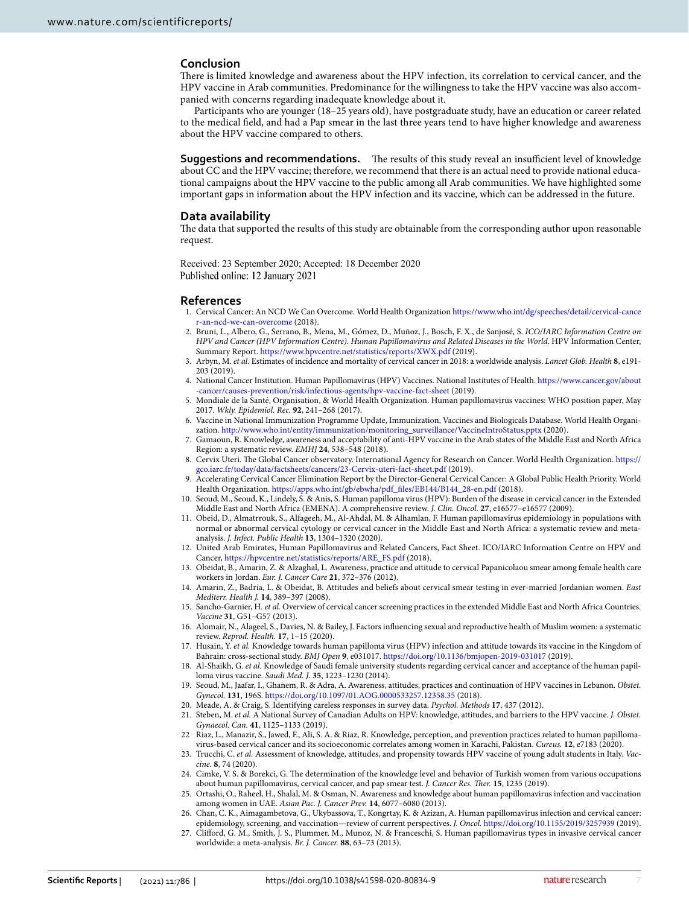## Conclusion

There is limited knowledge and awareness about the HPV infection, its correlation to cervical cancer, and the HPV vaccine in Arab communities. Predominance for the willingness to take the HPV vaccine was also accompanied with concerns regarding inadequate knowledge about it.

Participants who are younger (18–25 years old), have postgraduate study, have an education or career related to the medical field, and had a Pap smear in the last three years tend to have higher knowledge and awareness about the HPV vaccine compared to others.

**Suggestions and recommendations.** The results of this study reveal an insufficient level of knowledge about CC and the HPV vaccine; therefore, we recommend that there is an actual need to provide national educational campaigns about the HPV vaccine to the public among all Arab communities. We have highlighted some important gaps in information about the HPV infection and its vaccine, which can be addressed in the future.

## Data availability

The data that supported the results of this study are obtainable from the corresponding author upon reasonable request.

Received: 23 September 2020; Accepted: 18 December 2020
Published online: 12 January 2021

## References

1. Cervical Cancer: An NCD We Can Overcome. World Health Organization https://www.who.int/dg/speeches/detail/cervical-cancer-an-ncd-we-can-overcome (2018).
2. Bruni, L., Albero, G., Serrano, B., Mena, M., Gómez, D., Muñoz, J., Bosch, F. X., de Sanjosé, S. *ICO/IARC Information Centre on HPV and Cancer (HPV Information Centre). Human Papillomavirus and Related Diseases in the World*. HPV Information Center, Summary Report. https://www.hpvcentre.net/statistics/reports/XWX.pdf (2019).
3. Arbyn, M. *et al.* Estimates of incidence and mortality of cervical cancer in 2018: a worldwide analysis. *Lancet Glob. Health* **8**, e191-203 (2019).
4. National Cancer Institution. Human Papillomavirus (HPV) Vaccines. National Institutes of Health. https://www.cancer.gov/about-cancer/causes-prevention/risk/infectious-agents/hpv-vaccine-fact-sheet (2019).
5. Mondiale de la Santé, Organisation, & World Health Organization. Human papillomavirus vaccines: WHO position paper, May 2017. *Wkly. Epidemiol. Rec.* **92**, 241–268 (2017).
6. Vaccine in National Immunization Programme Update, Immunization, Vaccines and Biologicals Database. World Health Organization. http://www.who.int/entity/immunization/monitoring_surveillance/VaccineIntroStatus.pptx (2020).
7. Gamaoun, R. Knowledge, awareness and acceptability of anti-HPV vaccine in the Arab states of the Middle East and North Africa Region: a systematic review. *EMHJ* **24**, 538–548 (2018).
8. Cervix Uteri. The Global Cancer observatory. International Agency for Research on Cancer. World Health Organization. https://gco.iarc.fr/today/data/factsheets/cancers/23-Cervix-uteri-fact-sheet.pdf (2019).
9. Accelerating Cervical Cancer Elimination Report by the Director-General Cervical Cancer: A Global Public Health Priority. World Health Organization. https://apps.who.int/gb/ebwha/pdf_files/EB144/B144_28-en.pdf (2018).
10. Seoud, M., Seoud, K., Lindely, S. & Anis, S. Human papilloma virus (HPV): Burden of the disease in cervical cancer in the Extended Middle East and North Africa (EMENA). A comprehensive review. *J. Clin. Oncol.* **27**, e16577–e16577 (2009).
11. Obeid, D., Almatrrouk, S., Alfageeh, M., Al-Ahdal, M. & Alhamlan, F. Human papillomavirus epidemiology in populations with normal or abnormal cervical cytology or cervical cancer in the Middle East and North Africa: a systematic review and meta-analysis. *J. Infect. Public Health* **13**, 1304–1320 (2020).
12. United Arab Emirates, Human Papillomavirus and Related Cancers, Fact Sheet. ICO/IARC Information Centre on HPV and Cancer, https://hpvcentre.net/statistics/reports/ARE_FS.pdf (2018).
13. Obeidat, B., Amarin, Z. & Alzaghal, L. Awareness, practice and attitude to cervical Papanicolaou smear among female health care workers in Jordan. *Eur. J. Cancer Care* **21**, 372–376 (2012).
14. Amarin, Z., Badria, L. & Obeidat, B. Attitudes and beliefs about cervical smear testing in ever-married Jordanian women. *East Mediterr. Health J.* **14**, 389–397 (2008).
15. Sancho-Garnier, H. *et al.* Overview of cervical cancer screening practices in the extended Middle East and North Africa Countries. *Vaccine* **31**, G51–G57 (2013).
16. Alomair, N., Alageel, S., Davies, N. & Bailey, J. Factors influencing sexual and reproductive health of Muslim women: a systematic review. *Reprod. Health.* **17**, 1–15 (2020).
17. Husain, Y. *et al.* Knowledge towards human papilloma virus (HPV) infection and attitude towards its vaccine in the Kingdom of Bahrain: cross-sectional study. *BMJ Open* **9**, e031017. https://doi.org/10.1136/bmjopen-2019-031017 (2019).
18. Al-Shaikh, G. *et al.* Knowledge of Saudi female university students regarding cervical cancer and acceptance of the human papilloma virus vaccine. *Saudi Med. J.* **35**, 1223–1230 (2014).
19. Seoud, M., Jaafar, I., Ghanem, R. & Adra, A. Awareness, attitudes, practices and continuation of HPV vaccines in Lebanon. *Obstet. Gynecol.* **131**, 196S. https://doi.org/10.1097/01.AOG.0000533257.12358.35 (2018).
20. Meade, A. & Craig, S. Identifying careless responses in survey data. *Psychol. Methods* **17**, 437 (2012).
21. Steben, M. *et al.* A National Survey of Canadian Adults on HPV: knowledge, attitudes, and barriers to the HPV vaccine. *J. Obstet. Gynaecol. Can.* **41**, 1125–1133 (2019).
22. Riaz, L., Manazir, S., Jawed, F., Ali, S. A. & Riaz, R. Knowledge, perception, and prevention practices related to human papillomavirus-based cervical cancer and its socioeconomic correlates among women in Karachi, Pakistan. *Cureus.* **12**, e7183 (2020).
23. Trucchi, C. *et al.* Assessment of knowledge, attitudes, and propensity towards HPV vaccine of young adult students in Italy. *Vaccine.* **8**, 74 (2020).
24. Cimke, V. S. & Borekci, G. The determination of the knowledge level and behavior of Turkish women from various occupations about human papillomavirus, cervical cancer, and pap smear test. *J. Cancer Res. Ther.* **15**, 1235 (2019).
25. Ortashi, O., Raheel, H., Shalal, M. & Osman, N. Awareness and knowledge about human papillomavirus infection and vaccination among women in UAE. *Asian Pac. J. Cancer Prev.* **14**, 6077–6080 (2013).
26. Chan, C. K., Aimagambetova, G., Ukybassova, T., Kongrtay, K. & Azizan, A. Human papillomavirus infection and cervical cancer: epidemiology, screening, and vaccination—review of current perspectives. *J. Oncol.* https://doi.org/10.1155/2019/3257939 (2019).
27. Clifford, G. M., Smith, J. S., Plummer, M., Munoz, N. & Franceschi, S. Human papillomavirus types in invasive cervical cancer worldwide: a meta-analysis. *Br. J. Cancer.* **88**, 63–73 (2013).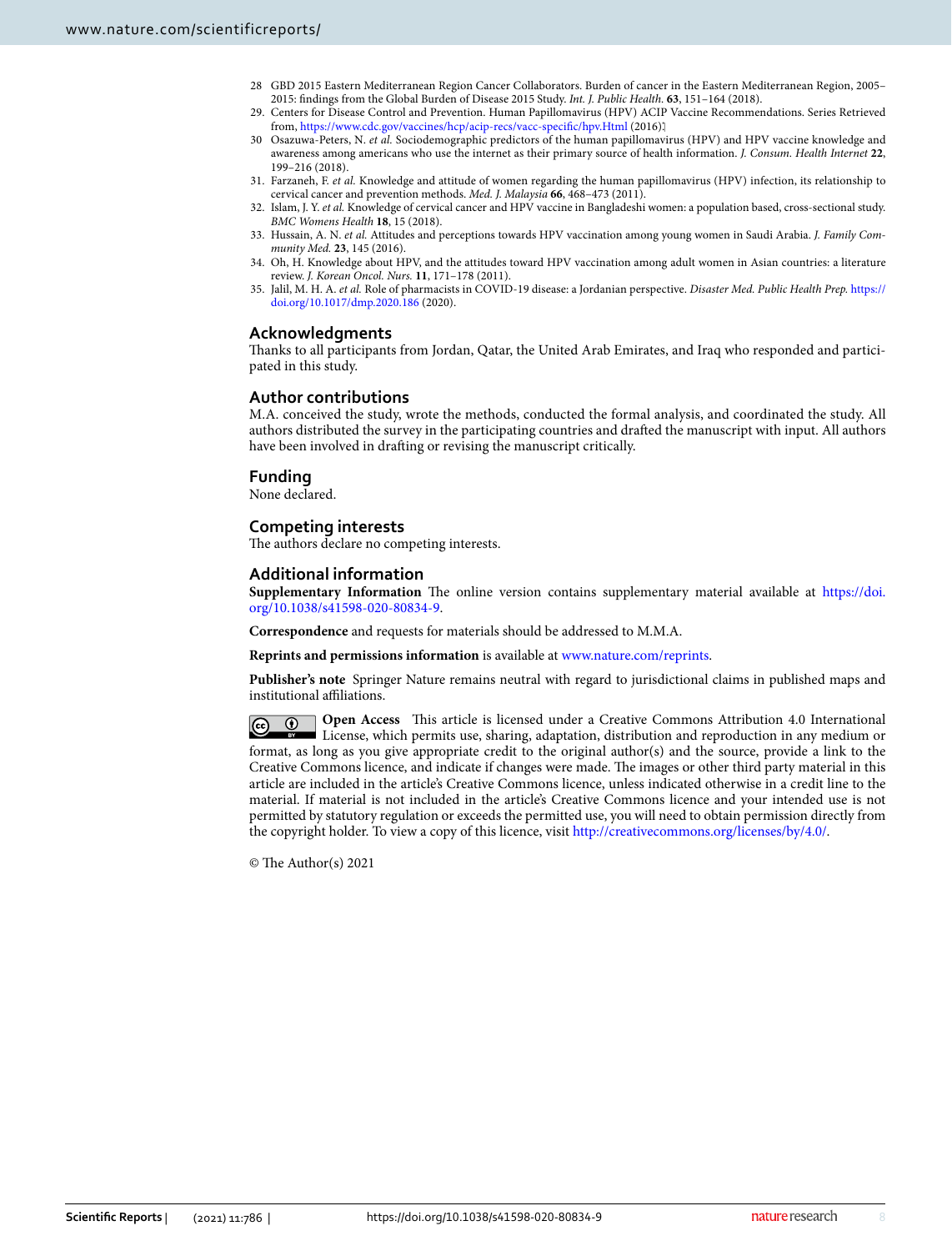28 GBD 2015 Eastern Mediterranean Region Cancer Collaborators. Burden of cancer in the Eastern Mediterranean Region, 2005–2015: findings from the Global Burden of Disease 2015 Study. *Int. J. Public Health*. **63**, 151–164 (2018).

29. Centers for Disease Control and Prevention. Human Papillomavirus (HPV) ACIP Vaccine Recommendations. Series Retrieved from, https://www.cdc.gov/vaccines/hcp/acip-recs/vacc-specific/hpv.Html (2016).]

30 Osazuwa-Peters, N. *et al.* Sociodemographic predictors of the human papillomavirus (HPV) and HPV vaccine knowledge and awareness among americans who use the internet as their primary source of health information. *J. Consum. Health Internet* **22**, 199–216 (2018).

31. Farzaneh, F. *et al.* Knowledge and attitude of women regarding the human papillomavirus (HPV) infection, its relationship to cervical cancer and prevention methods. *Med. J. Malaysia* **66**, 468–473 (2011).

32. Islam, J. Y. *et al.* Knowledge of cervical cancer and HPV vaccine in Bangladeshi women: a population based, cross-sectional study. *BMC Womens Health* **18**, 15 (2018).

33. Hussain, A. N. *et al.* Attitudes and perceptions towards HPV vaccination among young women in Saudi Arabia. *J. Family Community Med.* **23**, 145 (2016).

34. Oh, H. Knowledge about HPV, and the attitudes toward HPV vaccination among adult women in Asian countries: a literature review. *J. Korean Oncol. Nurs.* **11**, 171–178 (2011).

35. Jalil, M. H. A. *et al.* Role of pharmacists in COVID-19 disease: a Jordanian perspective. *Disaster Med. Public Health Prep.* https://doi.org/10.1017/dmp.2020.186 (2020).

## Acknowledgments

Thanks to all participants from Jordan, Qatar, the United Arab Emirates, and Iraq who responded and participated in this study.

## Author contributions

M.A. conceived the study, wrote the methods, conducted the formal analysis, and coordinated the study. All authors distributed the survey in the participating countries and drafted the manuscript with input. All authors have been involved in drafting or revising the manuscript critically.

## Funding

None declared.

## Competing interests

The authors declare no competing interests.

## Additional information

**Supplementary Information** The online version contains supplementary material available at https://doi.org/10.1038/s41598-020-80834-9.

**Correspondence** and requests for materials should be addressed to M.M.A.

**Reprints and permissions information** is available at www.nature.com/reprints.

**Publisher's note** Springer Nature remains neutral with regard to jurisdictional claims in published maps and institutional affiliations.

**Open Access** This article is licensed under a Creative Commons Attribution 4.0 International License, which permits use, sharing, adaptation, distribution and reproduction in any medium or format, as long as you give appropriate credit to the original author(s) and the source, provide a link to the Creative Commons licence, and indicate if changes were made. The images or other third party material in this article are included in the article's Creative Commons licence, unless indicated otherwise in a credit line to the material. If material is not included in the article's Creative Commons licence and your intended use is not permitted by statutory regulation or exceeds the permitted use, you will need to obtain permission directly from the copyright holder. To view a copy of this licence, visit http://creativecommons.org/licenses/by/4.0/.

© The Author(s) 2021